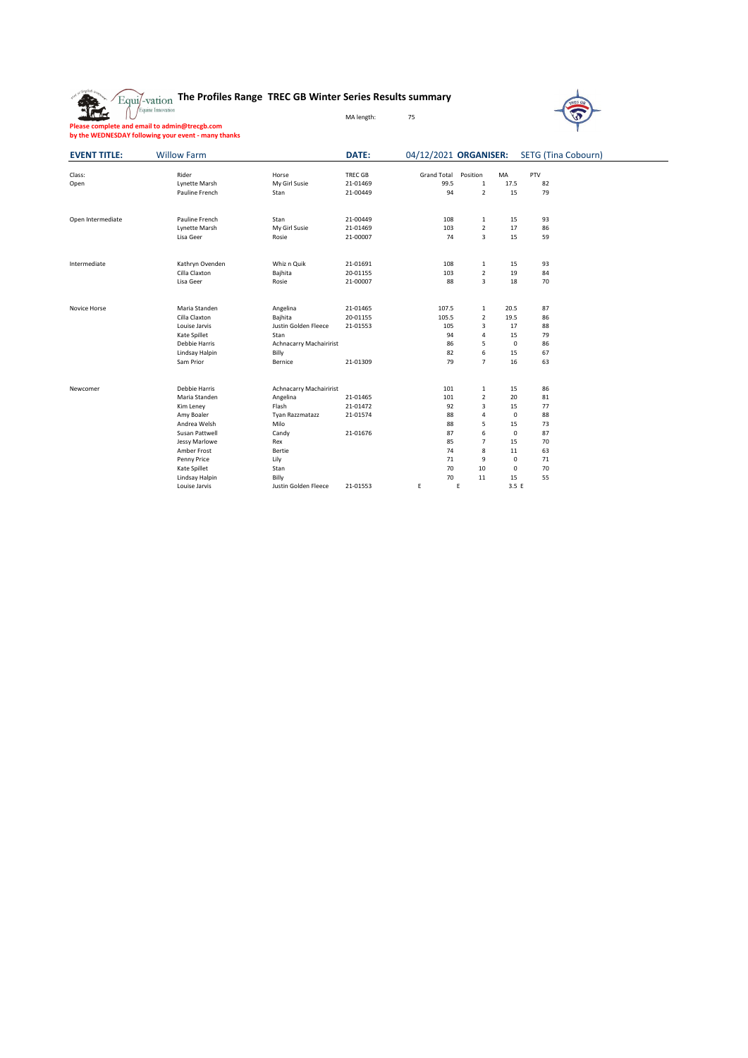# The Profiles Range TREC GB Winter Series Results summary

MA length: 75

**Please complete and email to admin@trecgb.com by the WEDNESDAY following your event - many thanks**

**EVENT TITLE:** Willow Farm **DATE:** 04/12/2021 **ORGANISER:** SETG (Tina Cobourn)

| Class: | Rider | Horse | TREC GB | Grand Total | Position | MA | PTV |
|---|---|---|---|---|---|---|---|
| Open | Lynette Marsh | My Girl Susie | 21-01469 | 99.5 | 1 | 17.5 | 82 |
| | Pauline French | Stan | 21-00449 | 94 | 2 | 15 | 79 |
| | | | | | | | |
| Open Intermediate | Pauline French | Stan | 21-00449 | 108 | 1 | 15 | 93 |
| | Lynette Marsh | My Girl Susie | 21-01469 | 103 | 2 | 17 | 86 |
| | Lisa Geer | Rosie | 21-00007 | 74 | 3 | 15 | 59 |
| | | | | | | | |
| Intermediate | Kathryn Ovenden | Whiz n Quik | 21-01691 | 108 | 1 | 15 | 93 |
| | Cilla Claxton | Bajhita | 20-01155 | 103 | 2 | 19 | 84 |
| | Lisa Geer | Rosie | 21-00007 | 88 | 3 | 18 | 70 |
| | | | | | | | |
| Novice Horse | Maria Standen | Angelina | 21-01465 | 107.5 | 1 | 20.5 | 87 |
| | Cilla Claxton | Bajhita | 20-01155 | 105.5 | 2 | 19.5 | 86 |
| | Louise Jarvis | Justin Golden Fleece | 21-01553 | 105 | 3 | 17 | 88 |
| | Kate Spillet | Stan | | 94 | 4 | 15 | 79 |
| | Debbie Harris | Achnacarry Machairirist | | 86 | 5 | 0 | 86 |
| | Lindsay Halpin | Billy | | 82 | 6 | 15 | 67 |
| | Sam Prior | Bernice | 21-01309 | 79 | 7 | 16 | 63 |
| | | | | | | | |
| Newcomer | Debbie Harris | Achnacarry Machairirist | | 101 | 1 | 15 | 86 |
| | Maria Standen | Angelina | 21-01465 | 101 | 2 | 20 | 81 |
| | Kim Leney | Flash | 21-01472 | 92 | 3 | 15 | 77 |
| | Amy Boaler | Tyan Razzmatazz | 21-01574 | 88 | 4 | 0 | 88 |
| | Andrea Welsh | Milo | | 88 | 5 | 15 | 73 |
| | Susan Pattwell | Candy | 21-01676 | 87 | 6 | 0 | 87 |
| | Jessy Marlowe | Rex | | 85 | 7 | 15 | 70 |
| | Amber Frost | Bertie | | 74 | 8 | 11 | 63 |
| | Penny Price | Lily | | 71 | 9 | 0 | 71 |
| | Kate Spillet | Stan | | 70 | 10 | 0 | 70 |
| | Lindsay Halpin | Billy | | 70 | 11 | 15 | 55 |
| | Louise Jarvis | Justin Golden Fleece | 21-01553 | E | E | 3.5 | E |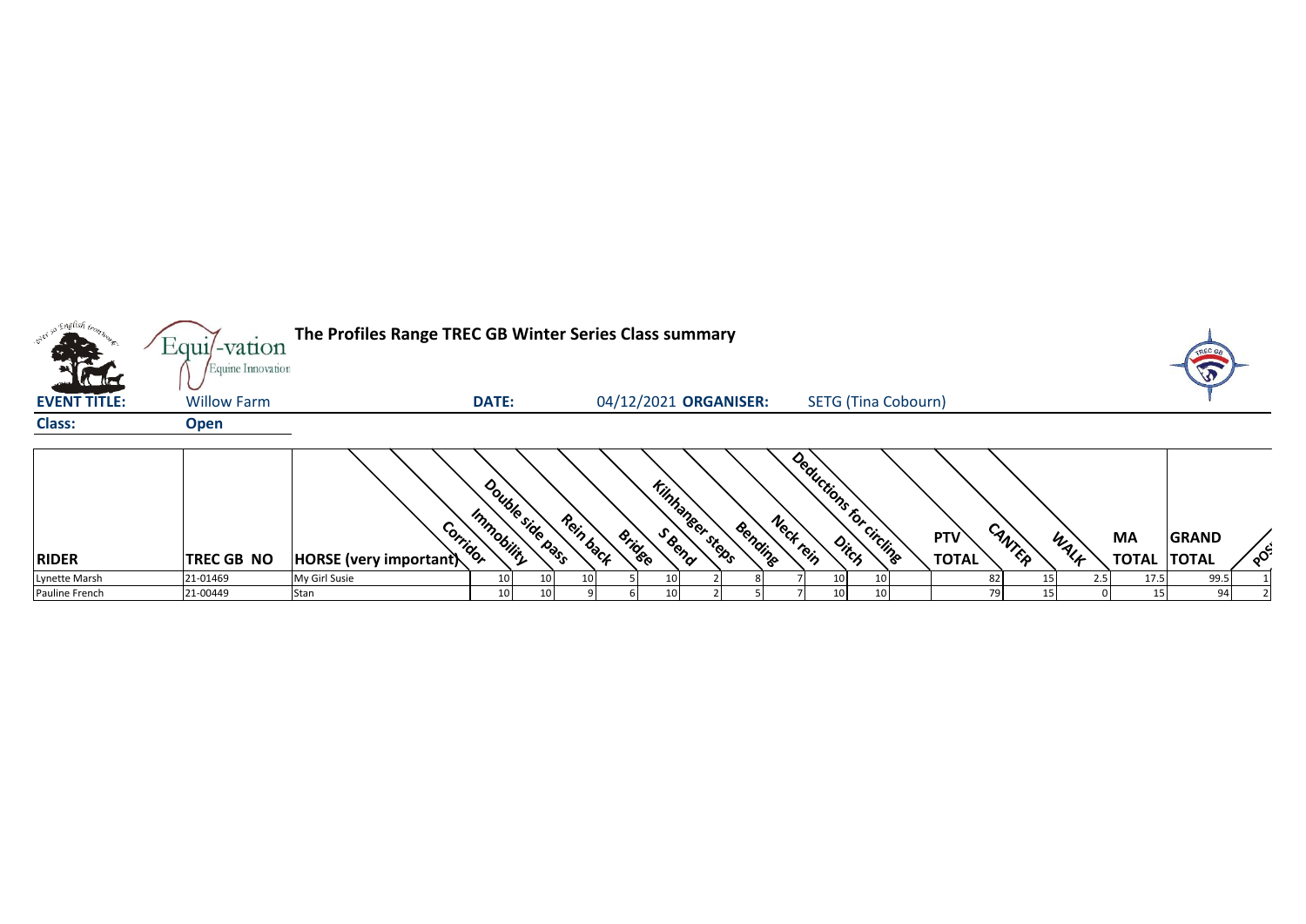# The Profiles Range TREC GB Winter Series Class summary

**EVENT TITLE:** Willow Farm **DATE:** 04/12/2021 **ORGANISER:** SETG (Tina Cobourn)

**Class:** **Open**

| RIDER | TREC GB NO | HORSE (very important) | Corridor | Immobility | Double side pass | Rein back | Bridge | S Bend | Kilnhanger steps | Bending | Neck rein | Ditch | Deductions for circling | PTV TOTAL | CANTER | WALK | MA TOTAL | GRAND TOTAL | POS |
|---|---|---|---|---|---|---|---|---|---|---|---|---|---|---|---|---|---|---|---|
| Lynette Marsh | 21-01469 | My Girl Susie | 10 | 10 | 10 | 5 | 10 | 2 | 8 | 7 | 10 | 10 | | 82 | 15 | 2.5 | 17.5 | 99.5 | 1 |
| Pauline French | 21-00449 | Stan | 10 | 10 | 9 | 6 | 10 | 2 | 5 | 7 | 10 | 10 | | 79 | 15 | 0 | 15 | 94 | 2 |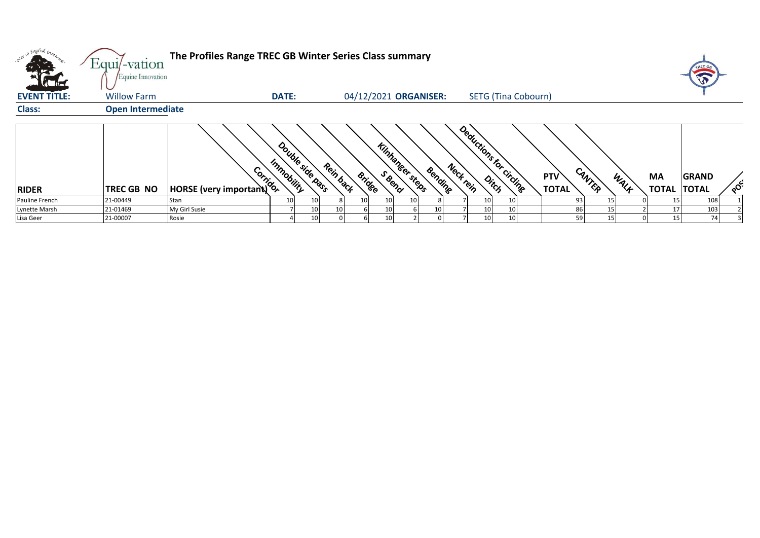# The Profiles Range TREC GB Winter Series Class summary

**EVENT TITLE:** Willow Farm **DATE:** 04/12/2021 **ORGANISER:** SETG (Tina Cobourn)

**Class:** Open Intermediate

| RIDER | TREC GB NO | HORSE (very important) | Corridor | Immobility | Double side pass | Rein back | Bridge | S Bend | Kilnhanger steps | Bending | Neck rein | Ditch | Deductions for circling | PTV TOTAL | CANTER | WALK | MA TOTAL | GRAND TOTAL | POS |
|---|---|---|---|---|---|---|---|---|---|---|---|---|---|---|---|---|---|---|---|
| Pauline French | 21-00449 | Stan | 10 | 10 | 8 | 10 | 10 | 10 | 8 | 7 | 10 | 10 | | 93 | 15 | 0 | 15 | 108 | 1 |
| Lynette Marsh | 21-01469 | My Girl Susie | 7 | 10 | 10 | 6 | 10 | 6 | 10 | 7 | 10 | 10 | | 86 | 15 | 2 | 17 | 103 | 2 |
| Lisa Geer | 21-00007 | Rosie | 4 | 10 | 0 | 6 | 10 | 2 | 0 | 7 | 10 | 10 | | 59 | 15 | 0 | 15 | 74 | 3 |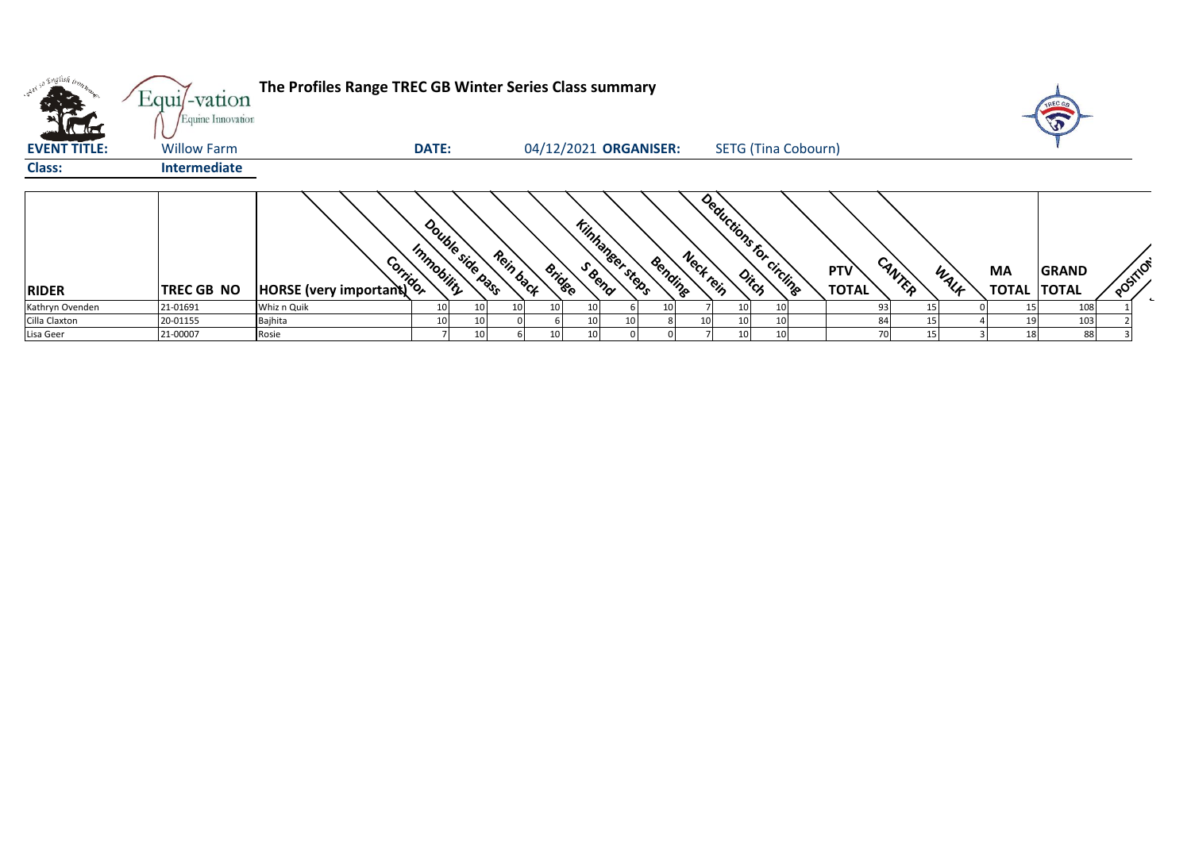# The Profiles Range TREC GB Winter Series Class summary

**EVENT TITLE:** Willow Farm **DATE:** 04/12/2021 **ORGANISER:** SETG (Tina Cobourn)

**Class:** Intermediate

| RIDER | TREC GB NO | HORSE (very important) | Corridor | Immobility | Double side pass | Rein back | Bridge | S Bend | Kilnhanger steps | Bending | Neck rein | Ditch | Deductions for circling | PTV TOTAL | CANTER | WALK | MA TOTAL | GRAND TOTAL | POSITION |
|---|---|---|---|---|---|---|---|---|---|---|---|---|---|---|---|---|---|---|---|
| Kathryn Ovenden | 21-01691 | Whiz n Quik | 10 | 10 | 10 | 10 | 10 | 6 | 10 | 7 | 10 | 10 | | 93 | 15 | 0 | 15 | 108 | 1 |
| Cilla Claxton | 20-01155 | Bajhita | 10 | 10 | 0 | 6 | 10 | 10 | 8 | 10 | 10 | 10 | | 84 | 15 | 4 | 19 | 103 | 2 |
| Lisa Geer | 21-00007 | Rosie | 7 | 10 | 6 | 10 | 10 | 0 | 0 | 7 | 10 | 10 | | 70 | 15 | 3 | 18 | 88 | 3 |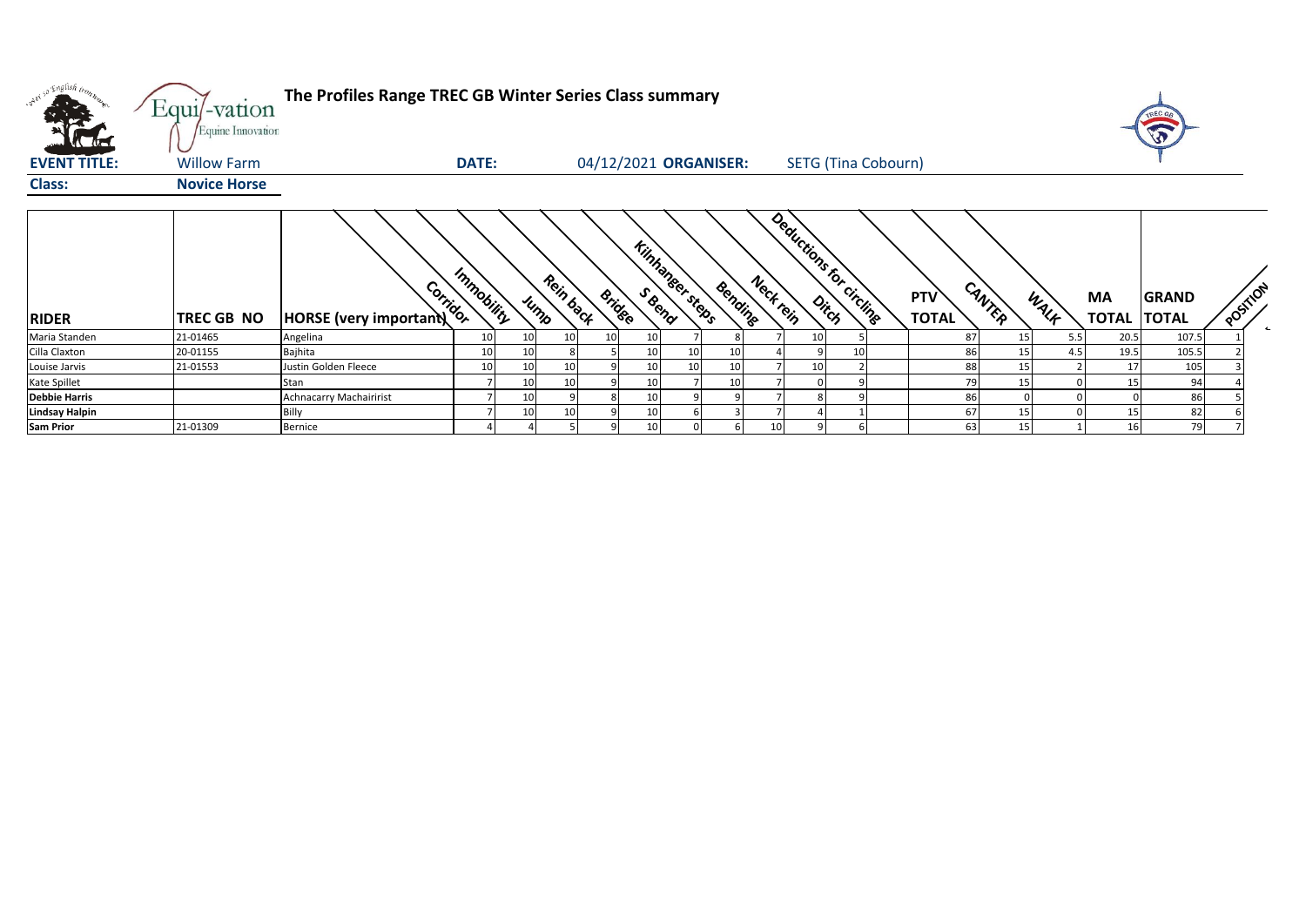# The Profiles Range TREC GB Winter Series Class summary

**EVENT TITLE:** Willow Farm **DATE:** 04/12/2021 **ORGANISER:** SETG (Tina Cobourn)

**Class:** **Novice Horse**

| RIDER | TREC GB NO | HORSE (very important) | Corridor | Immobility | Jump | Rein back | Bridge | S Bend | Kilnhanger steps | Bending | Neck rein | Ditch | Deductions for circling | PTV TOTAL | CANTER | WALK | MA TOTAL | GRAND TOTAL | POSITION |
|---|---|---|---|---|---|---|---|---|---|---|---|---|---|---|---|---|---|---|---|
| Maria Standen | 21-01465 | Angelina | 10 | 10 | 10 | 10 | 10 | 7 | 8 | 7 | 10 | 5 | | 87 | 15 | 5.5 | 20.5 | 107.5 | 1 |
| Cilla Claxton | 20-01155 | Bajhita | 10 | 10 | 8 | 5 | 10 | 10 | 10 | 4 | 9 | 10 | | 86 | 15 | 4.5 | 19.5 | 105.5 | 2 |
| Louise Jarvis | 21-01553 | Justin Golden Fleece | 10 | 10 | 10 | 9 | 10 | 10 | 10 | 7 | 10 | 2 | | 88 | 15 | 2 | 17 | 105 | 3 |
| Kate Spillet | | Stan | 7 | 10 | 10 | 9 | 10 | 7 | 10 | 7 | 0 | 9 | | 79 | 15 | 0 | 15 | 94 | 4 |
| **Debbie Harris** | | Achnacarry Machairirist | 7 | 10 | 9 | 8 | 10 | 9 | 9 | 7 | 8 | 9 | | 86 | 0 | 0 | 0 | 86 | 5 |
| **Lindsay Halpin** | | Billy | 7 | 10 | 10 | 9 | 10 | 6 | 3 | 7 | 4 | 1 | | 67 | 15 | 0 | 15 | 82 | 6 |
| **Sam Prior** | 21-01309 | Bernice | 4 | 4 | 5 | 9 | 10 | 0 | 6 | 10 | 9 | 6 | | 63 | 15 | 1 | 16 | 79 | 7 |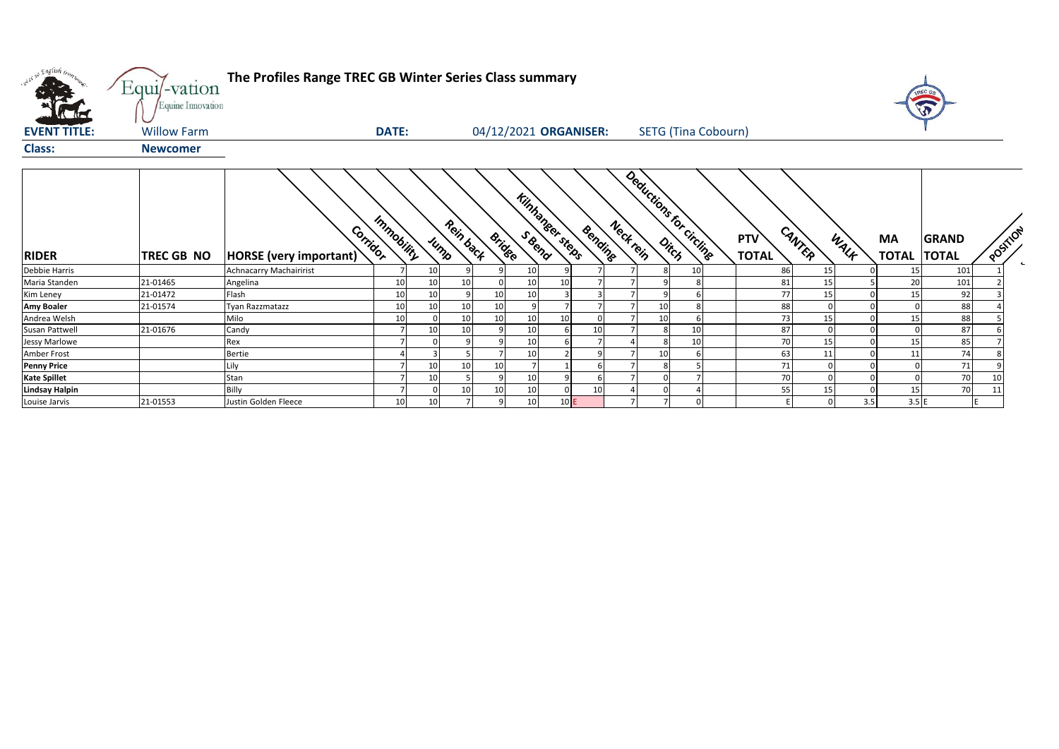**The Profiles Range TREC GB Winter Series Class summary**

**EVENT TITLE:** Willow Farm **DATE:** 04/12/2021 **ORGANISER:** SETG (Tina Cobourn)

**Class:** **Newcomer**

| RIDER | TREC GB NO | HORSE (very important) | Corridor | Immobility | Jump | Rein back | Bridge | S Bend | Kilnhanger steps | Bending | Neck rein | Ditch | Deductions for circling | PTV TOTAL | CANTER | WALK | MA TOTAL | GRAND TOTAL | POSITION |
|---|---|---|---|---|---|---|---|---|---|---|---|---|---|---|---|---|---|---|---|
| Debbie Harris | | Achnacarry Machairirist | 7 | 10 | 9 | 9 | 10 | 9 | 7 | 7 | 8 | 10 | | 86 | 15 | 0 | 15 | 101 | 1 |
| Maria Standen | 21-01465 | Angelina | 10 | 10 | 10 | 0 | 10 | 10 | 7 | 7 | 9 | 8 | | 81 | 15 | 5 | 20 | 101 | 2 |
| Kim Leney | 21-01472 | Flash | 10 | 10 | 9 | 10 | 10 | 3 | 3 | 7 | 9 | 6 | | 77 | 15 | 0 | 15 | 92 | 3 |
| **Amy Boaler** | 21-01574 | Tyan Razzmatazz | 10 | 10 | 10 | 10 | 9 | 7 | 7 | 7 | 10 | 8 | | 88 | 0 | 0 | 0 | 88 | 4 |
| Andrea Welsh | | Milo | 10 | 0 | 10 | 10 | 10 | 10 | 0 | 7 | 10 | 6 | | 73 | 15 | 0 | 15 | 88 | 5 |
| Susan Pattwell | 21-01676 | Candy | 7 | 10 | 10 | 9 | 10 | 6 | 10 | 7 | 8 | 10 | | 87 | 0 | 0 | 0 | 87 | 6 |
| Jessy Marlowe | | Rex | 7 | 0 | 9 | 9 | 10 | 6 | 7 | 4 | 8 | 10 | | 70 | 15 | 0 | 15 | 85 | 7 |
| Amber Frost | | Bertie | 4 | 3 | 5 | 7 | 10 | 2 | 9 | 7 | 10 | 6 | | 63 | 11 | 0 | 11 | 74 | 8 |
| **Penny Price** | | Lily | 7 | 10 | 10 | 10 | 7 | 1 | 6 | 7 | 8 | 5 | | 71 | 0 | 0 | 0 | 71 | 9 |
| **Kate Spillet** | | Stan | 7 | 10 | 5 | 9 | 10 | 9 | 6 | 7 | 0 | 7 | | 70 | 0 | 0 | 0 | 70 | 10 |
| **Lindsay Halpin** | | Billy | 7 | 0 | 10 | 10 | 10 | 0 | 10 | 4 | 0 | 4 | | 55 | 15 | 0 | 15 | 70 | 11 |
| Louise Jarvis | 21-01553 | Justin Golden Fleece | 10 | 10 | 7 | 9 | 10 | 10 | E | 7 | 7 | 0 | | E | 0 | 3.5 | 3.5 | E | E |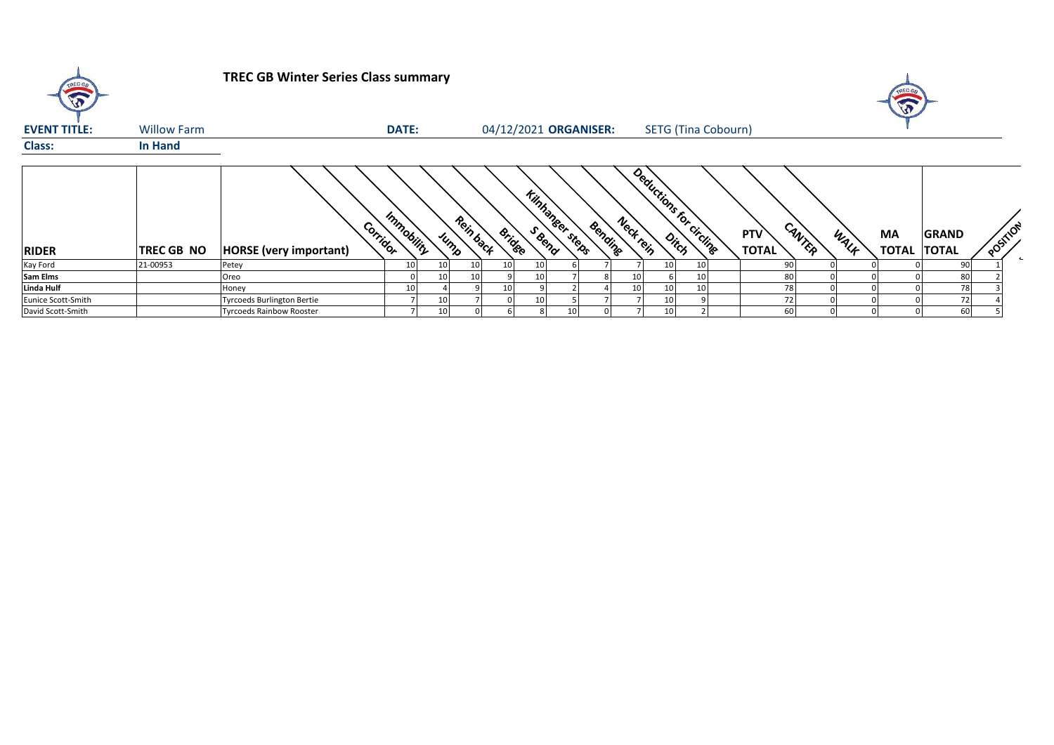# TREC GB Winter Series Class summary

**EVENT TITLE:** Willow Farm **DATE:** 04/12/2021 **ORGANISER:** SETG (Tina Cobourn)

**Class:** **In Hand**

| RIDER | TREC GB NO | HORSE (very important) | Corridor | Immobility | Jump | Rein back | Bridge | S Bend | Kilnhanger steps | Bending | Neck rein | Ditch | Deductions for circling | PTV TOTAL | CANTER | WALK | MA TOTAL | GRAND TOTAL | POSITION |
|---|---|---|---|---|---|---|---|---|---|---|---|---|---|---|---|---|---|---|---|
| Kay Ford | 21-00953 | Petey | 10 | 10 | 10 | 10 | 10 | 6 | 7 | 7 | 10 | 10 | | 90 | 0 | 0 | 0 | 90 | 1 |
| **Sam Elms** | | Oreo | 0 | 10 | 10 | 9 | 10 | 7 | 8 | 10 | 6 | 10 | | 80 | 0 | 0 | 0 | 80 | 2 |
| **Linda Hulf** | | Honey | 10 | 4 | 9 | 10 | 9 | 2 | 4 | 10 | 10 | 10 | | 78 | 0 | 0 | 0 | 78 | 3 |
| Eunice Scott-Smith | | Tyrcoeds Burlington Bertie | 7 | 10 | 7 | 0 | 10 | 5 | 7 | 7 | 10 | 9 | | 72 | 0 | 0 | 0 | 72 | 4 |
| David Scott-Smith | | Tyrcoeds Rainbow Rooster | 7 | 10 | 0 | 6 | 8 | 10 | 0 | 7 | 10 | 2 | | 60 | 0 | 0 | 0 | 60 | 5 |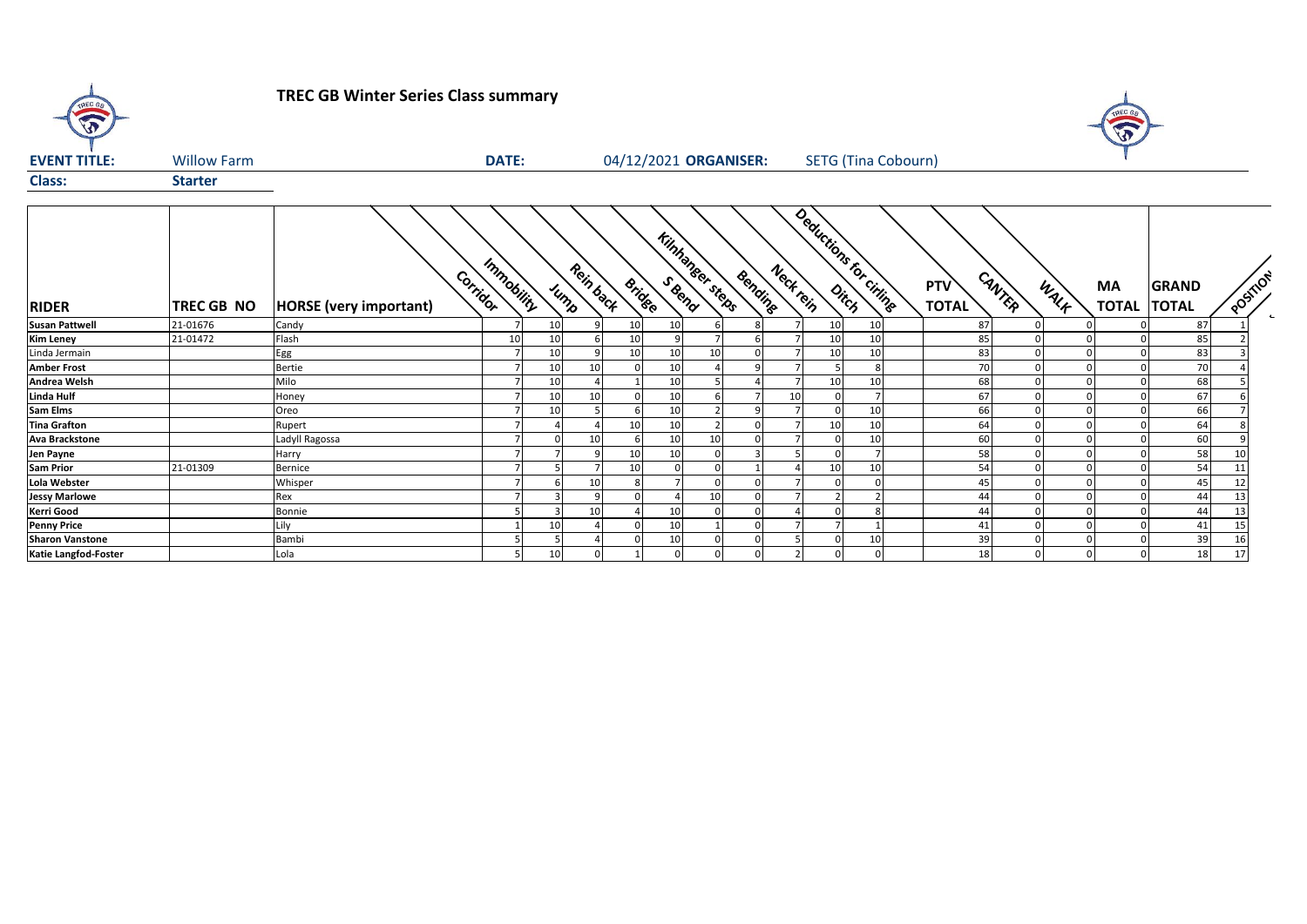# TREC GB Winter Series Class summary

**EVENT TITLE:** Willow Farm **DATE:** 04/12/2021 **ORGANISER:** SETG (Tina Cobourn)

**Class:** Starter

| RIDER | TREC GB NO | HORSE (very important) | Corridor | Immobility | Jump | Rein back | Bridge | S Bend | Kilnhanger steps | Bending | Neck rein | Ditch | Deductions for circling | PTV TOTAL | CANTER | WALK | MA TOTAL | GRAND TOTAL | POSITION |
|---|---|---|---|---|---|---|---|---|---|---|---|---|---|---|---|---|---|---|---|
| Susan Pattwell | 21-01676 | Candy | 7 | 10 | 9 | 10 | 10 | 6 | 8 | 7 | 10 | 10 | | 87 | 0 | 0 | 0 | 87 | 1 |
| Kim Leney | 21-01472 | Flash | 10 | 10 | 6 | 10 | 9 | 7 | 6 | 7 | 10 | 10 | | 85 | 0 | 0 | 0 | 85 | 2 |
| Linda Jermain | | Egg | 7 | 10 | 9 | 10 | 10 | 10 | 0 | 7 | 10 | 10 | | 83 | 0 | 0 | 0 | 83 | 3 |
| Amber Frost | | Bertie | 7 | 10 | 10 | 0 | 10 | 4 | 9 | 7 | 5 | 8 | | 70 | 0 | 0 | 0 | 70 | 4 |
| Andrea Welsh | | Milo | 7 | 10 | 4 | 1 | 10 | 5 | 4 | 7 | 10 | 10 | | 68 | 0 | 0 | 0 | 68 | 5 |
| Linda Hulf | | Honey | 7 | 10 | 10 | 0 | 10 | 6 | 7 | 10 | 0 | 7 | | 67 | 0 | 0 | 0 | 67 | 6 |
| Sam Elms | | Oreo | 7 | 10 | 5 | 6 | 10 | 2 | 9 | 7 | 0 | 10 | | 66 | 0 | 0 | 0 | 66 | 7 |
| Tina Grafton | | Rupert | 7 | 4 | 4 | 10 | 10 | 2 | 0 | 7 | 10 | 10 | | 64 | 0 | 0 | 0 | 64 | 8 |
| Ava Brackstone | | Ladyll Ragossa | 7 | 0 | 10 | 6 | 10 | 10 | 0 | 7 | 0 | 10 | | 60 | 0 | 0 | 0 | 60 | 9 |
| Jen Payne | | Harry | 7 | 7 | 9 | 10 | 10 | 0 | 3 | 5 | 0 | 7 | | 58 | 0 | 0 | 0 | 58 | 10 |
| Sam Prior | 21-01309 | Bernice | 7 | 5 | 7 | 10 | 0 | 0 | 1 | 4 | 10 | 10 | | 54 | 0 | 0 | 0 | 54 | 11 |
| Lola Webster | | Whisper | 7 | 6 | 10 | 8 | 7 | 0 | 0 | 7 | 0 | 0 | | 45 | 0 | 0 | 0 | 45 | 12 |
| Jessy Marlowe | | Rex | 7 | 3 | 9 | 0 | 4 | 10 | 0 | 7 | 2 | 2 | | 44 | 0 | 0 | 0 | 44 | 13 |
| Kerri Good | | Bonnie | 5 | 3 | 10 | 4 | 10 | 0 | 0 | 4 | 0 | 8 | | 44 | 0 | 0 | 0 | 44 | 13 |
| Penny Price | | Lily | 1 | 10 | 4 | 0 | 10 | 1 | 0 | 7 | 7 | 1 | | 41 | 0 | 0 | 0 | 41 | 15 |
| Sharon Vanstone | | Bambi | 5 | 5 | 4 | 0 | 10 | 0 | 0 | 5 | 0 | 10 | | 39 | 0 | 0 | 0 | 39 | 16 |
| Katie Langfod-Foster | | Lola | 5 | 10 | 0 | 1 | 0 | 0 | 0 | 2 | 0 | 0 | | 18 | 0 | 0 | 0 | 18 | 17 |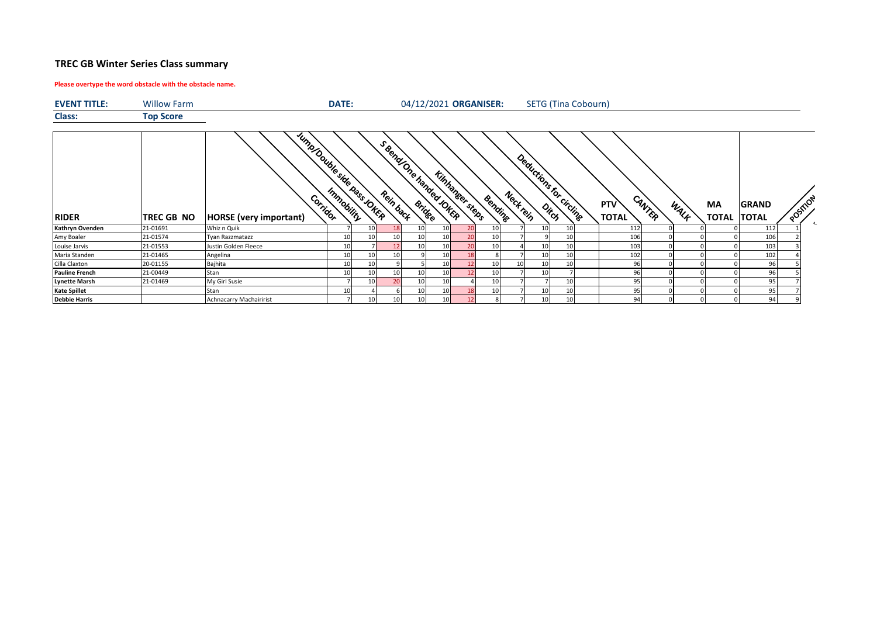## TREC GB Winter Series Class summary

**Please overtype the word obstacle with the obstacle name.**

| **EVENT TITLE:** | Willow Farm | **DATE:** | 04/12/2021 | **ORGANISER:** | SETG (Tina Cobourn) |
|---|---|---|---|---|---|
| **Class:** | **Top Score** | | | | |

| RIDER | TREC GB NO | HORSE (very important) | Corridor | Immobility | Jump/Double side pass JOKER | Rein back | Bridge | S Bend/One handed JOKER | Kilnhanger steps | Bending | Neck rein | Ditch | Deductions for circling | PTV TOTAL | CANTER | WALK | MA TOTAL | GRAND TOTAL | POSITION |
|---|---|---|---|---|---|---|---|---|---|---|---|---|---|---|---|---|---|---|---|
| **Kathryn Ovenden** | 21-01691 | Whiz n Quik | 7 | 10 | 18 | 10 | 10 | 20 | 10 | 7 | 10 | 10 | | 112 | 0 | 0 | 0 | 112 | 1 |
| Amy Boaler | 21-01574 | Tyan Razzmatazz | 10 | 10 | 10 | 10 | 10 | 20 | 10 | 7 | 9 | 10 | | 106 | 0 | 0 | 0 | 106 | 2 |
| Louise Jarvis | 21-01553 | Justin Golden Fleece | 10 | 7 | 12 | 10 | 10 | 20 | 10 | 4 | 10 | 10 | | 103 | 0 | 0 | 0 | 103 | 3 |
| Maria Standen | 21-01465 | Angelina | 10 | 10 | 10 | 9 | 10 | 18 | 8 | 7 | 10 | 10 | | 102 | 0 | 0 | 0 | 102 | 4 |
| Cilla Claxton | 20-01155 | Bajhita | 10 | 10 | 9 | 5 | 10 | 12 | 10 | 10 | 10 | 10 | | 96 | 0 | 0 | 0 | 96 | 5 |
| **Pauline French** | 21-00449 | Stan | 10 | 10 | 10 | 10 | 10 | 12 | 10 | 7 | 10 | 7 | | 96 | 0 | 0 | 0 | 96 | 5 |
| **Lynette Marsh** | 21-01469 | My Girl Susie | 7 | 10 | 20 | 10 | 10 | 4 | 10 | 7 | 7 | 10 | | 95 | 0 | 0 | 0 | 95 | 7 |
| **Kate Spillet** | | Stan | 10 | 4 | 6 | 10 | 10 | 18 | 10 | 7 | 10 | 10 | | 95 | 0 | 0 | 0 | 95 | 7 |
| **Debbie Harris** | | Achnacarry Machairirist | 7 | 10 | 10 | 10 | 10 | 12 | 8 | 7 | 10 | 10 | | 94 | 0 | 0 | 0 | 94 | 9 |